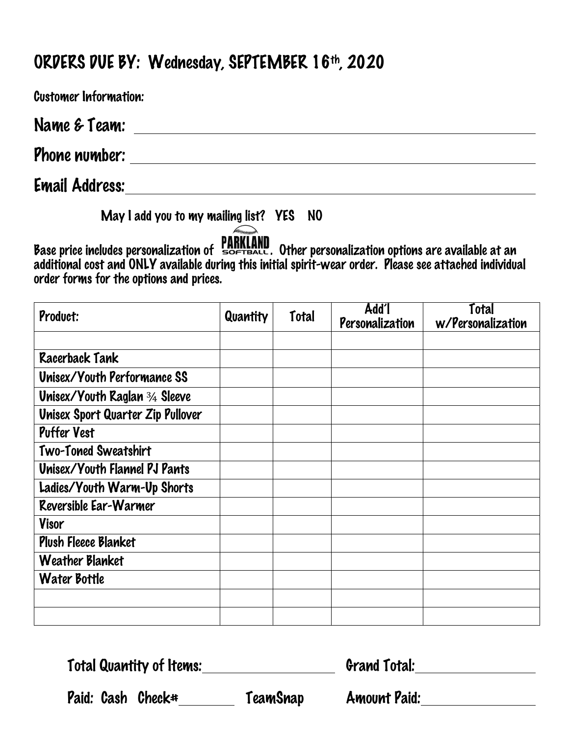# ORDERS DUE BY: Wednesday, SEPTEMBER 16th, 2020

Customer Information:

**Name & Team:** ______________________________

**Phone number:** ______________________________

**Email Address:** ______________________________

May I add you to my mailing list? YES NO

Base price includes personalization of PARKLAND SOFTBALL. Other personalization options are available at an additional cost and ONLY available during this initial spirit-wear order. Please see attached individual order forms for the options and prices.

| Product: | Quantity | Total | Add'l Personalization | Total w/Personalization |
|---|---|---|---|---|
| | | | | |
| Racerback Tank | | | | |
| Unisex/Youth Performance SS | | | | |
| Unisex/Youth Raglan ¾ Sleeve | | | | |
| Unisex Sport Quarter Zip Pullover | | | | |
| Puffer Vest | | | | |
| Two-Toned Sweatshirt | | | | |
| Unisex/Youth Flannel PJ Pants | | | | |
| Ladies/Youth Warm-Up Shorts | | | | |
| Reversible Ear-Warmer | | | | |
| Visor | | | | |
| Plush Fleece Blanket | | | | |
| Weather Blanket | | | | |
| Water Bottle | | | | |
| | | | | |
| | | | | |

Total Quantity of Items: ______________ Grand Total: ______________

Paid: Cash Check# ________ TeamSnap Amount Paid: ______________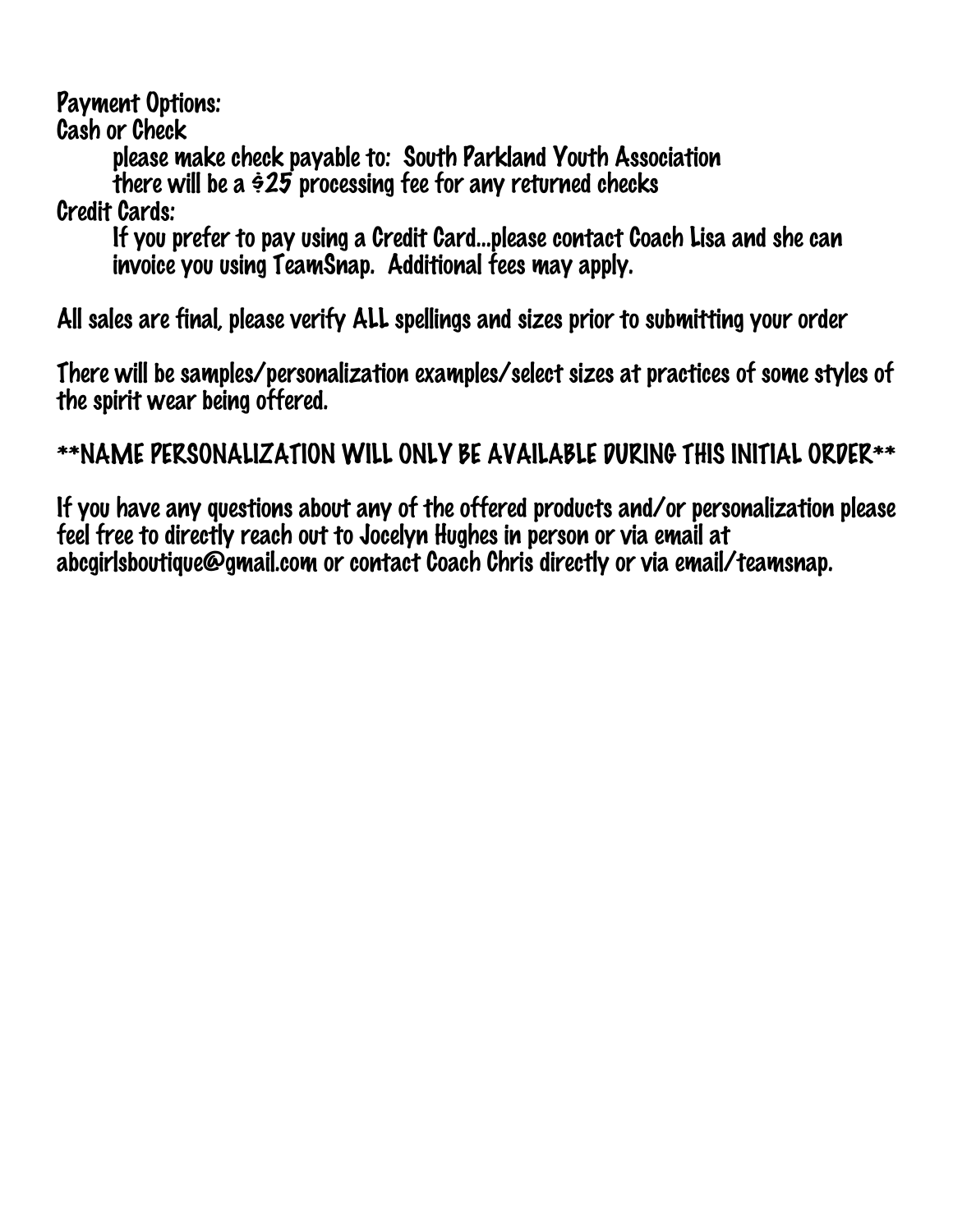Payment Options:

Cash or Check

please make check payable to: South Parkland Youth Association

there will be a $25 processing fee for any returned checks

Credit Cards:

If you prefer to pay using a Credit Card...please contact Coach Lisa and she can invoice you using TeamSnap. Additional fees may apply.

All sales are final, please verify ALL spellings and sizes prior to submitting your order

There will be samples/personalization examples/select sizes at practices of some styles of the spirit wear being offered.

**NAME PERSONALIZATION WILL ONLY BE AVAILABLE DURING THIS INITIAL ORDER**

If you have any questions about any of the offered products and/or personalization please feel free to directly reach out to Jocelyn Hughes in person or via email at abcgirlsboutique@gmail.com or contact Coach Chris directly or via email/teamsnap.